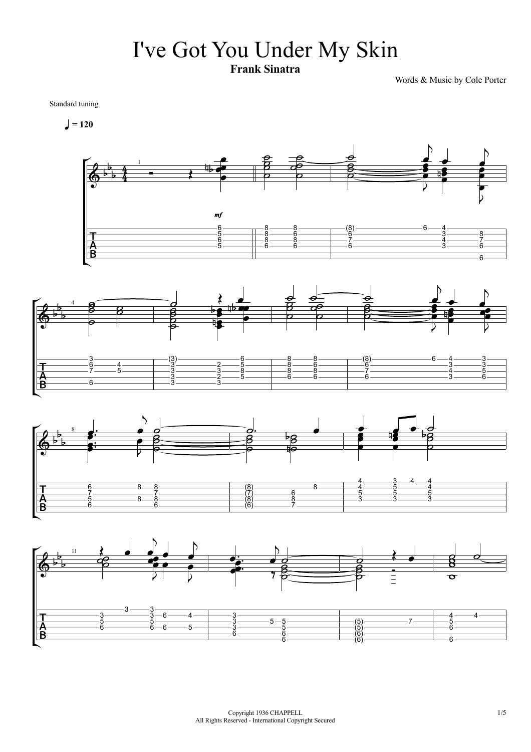# I've Got You Under My Skin

**Frank Sinatra**

Words & Music by Cole Porter

Standard tuning

♩ = 120

Copyright 1936 CHAPPELL
All Rights Reserved - International Copyright Secured